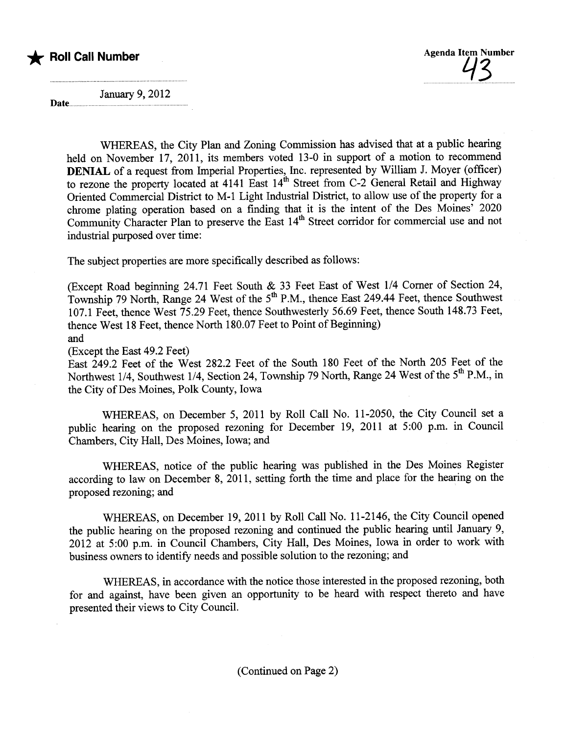★ **Roll Call Number**

Agenda Item Number

43

Date January 9, 2012

WHEREAS, the City Plan and Zoning Commission has advised that at a public hearing held on November 17, 2011, its members voted 13-0 in support of a motion to recommend **DENIAL** of a request from Imperial Properties, Inc. represented by William J. Moyer (officer) to rezone the property located at 4141 East 14th Street from C-2 General Retail and Highway Oriented Commercial District to M-1 Light Industrial District, to allow use of the property for a chrome plating operation based on a finding that it is the intent of the Des Moines' 2020 Community Character Plan to preserve the East 14th Street corridor for commercial use and not industrial purposed over time:

The subject properties are more specifically described as follows:

(Except Road beginning 24.71 Feet South & 33 Feet East of West 1/4 Corner of Section 24, Township 79 North, Range 24 West of the 5th P.M., thence East 249.44 Feet, thence Southwest 107.1 Feet, thence West 75.29 Feet, thence Southwesterly 56.69 Feet, thence South 148.73 Feet, thence West 18 Feet, thence North 180.07 Feet to Point of Beginning)

and

(Except the East 49.2 Feet)

East 249.2 Feet of the West 282.2 Feet of the South 180 Feet of the North 205 Feet of the Northwest 1/4, Southwest 1/4, Section 24, Township 79 North, Range 24 West of the 5th P.M., in the City of Des Moines, Polk County, Iowa

WHEREAS, on December 5, 2011 by Roll Call No. 11-2050, the City Council set a public hearing on the proposed rezoning for December 19, 2011 at 5:00 p.m. in Council Chambers, City Hall, Des Moines, Iowa; and

WHEREAS, notice of the public hearing was published in the Des Moines Register according to law on December 8, 2011, setting forth the time and place for the hearing on the proposed rezoning; and

WHEREAS, on December 19, 2011 by Roll Call No. 11-2146, the City Council opened the public hearing on the proposed rezoning and continued the public hearing until January 9, 2012 at 5:00 p.m. in Council Chambers, City Hall, Des Moines, Iowa in order to work with business owners to identify needs and possible solution to the rezoning; and

WHEREAS, in accordance with the notice those interested in the proposed rezoning, both for and against, have been given an opportunity to be heard with respect thereto and have presented their views to City Council.

(Continued on Page 2)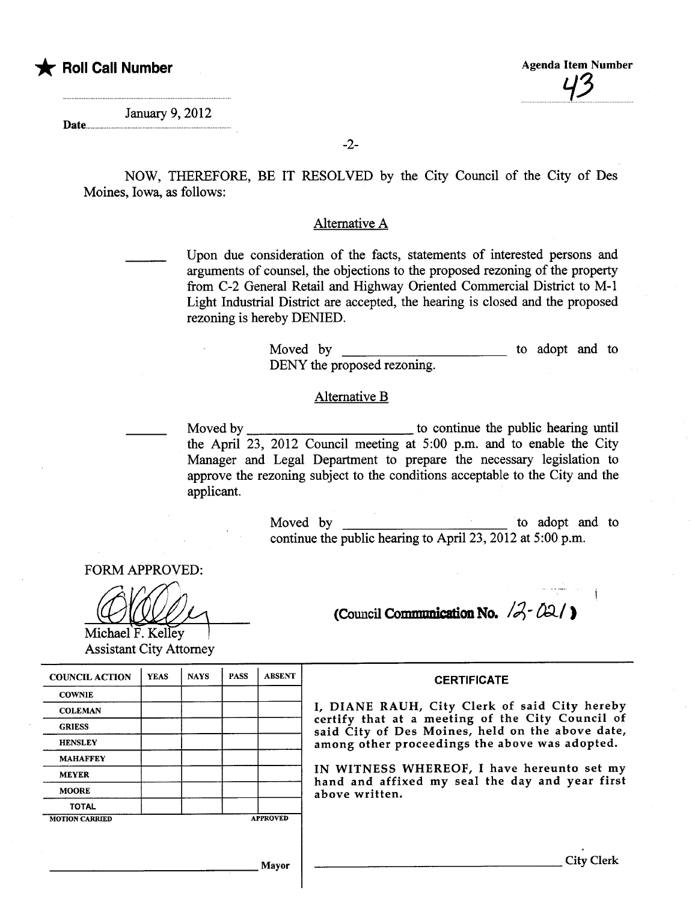★ **Roll Call Number**

Agenda Item Number
43

Date January 9, 2012

NOW, THEREFORE, BE IT RESOLVED by the City Council of the City of Des Moines, Iowa, as follows:

Alternative A

______ Upon due consideration of the facts, statements of interested persons and arguments of counsel, the objections to the proposed rezoning of the property from C-2 General Retail and Highway Oriented Commercial District to M-1 Light Industrial District are accepted, the hearing is closed and the proposed rezoning is hereby DENIED.

Moved by ______________________ to adopt and to DENY the proposed rezoning.

Alternative B

______ Moved by ______________________ to continue the public hearing until the April 23, 2012 Council meeting at 5:00 p.m. and to enable the City Manager and Legal Department to prepare the necessary legislation to approve the rezoning subject to the conditions acceptable to the City and the applicant.

Moved by ______________________ to adopt and to continue the public hearing to April 23, 2012 at 5:00 p.m.

FORM APPROVED:

Michael F. Kelley
Assistant City Attorney

(Council Communication No. 12-021)

| COUNCIL ACTION | YEAS | NAYS | PASS | ABSENT |
|---|---|---|---|---|
| COWNIE | | | | |
| COLEMAN | | | | |
| GRIESS | | | | |
| HENSLEY | | | | |
| MAHAFFEY | | | | |
| MEYER | | | | |
| MOORE | | | | |
| TOTAL | | | | |

MOTION CARRIED APPROVED

______________________ Mayor

**CERTIFICATE**

I, DIANE RAUH, City Clerk of said City hereby certify that at a meeting of the City Council of said City of Des Moines, held on the above date, among other proceedings the above was adopted.

IN WITNESS WHEREOF, I have hereunto set my hand and affixed my seal the day and year first above written.

______________________ City Clerk